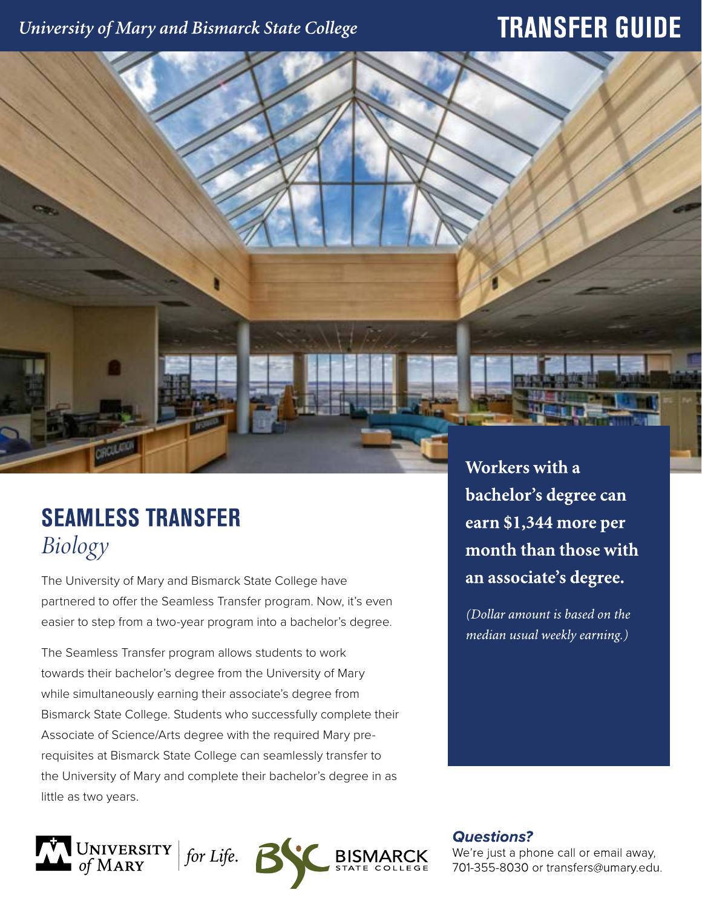*University of Mary and Bismarck State College*

# TRANSFER GUIDE

## SEAMLESS TRANSFER

*Biology*

The University of Mary and Bismarck State College have partnered to offer the Seamless Transfer program. Now, it's even easier to step from a two-year program into a bachelor's degree.

The Seamless Transfer program allows students to work towards their bachelor's degree from the University of Mary while simultaneously earning their associate's degree from Bismarck State College. Students who successfully complete their Associate of Science/Arts degree with the required Mary pre-requisites at Bismarck State College can seamlessly transfer to the University of Mary and complete their bachelor's degree in as little as two years.

**Workers with a bachelor's degree can earn $1,344 more per month than those with an associate's degree.**

*(Dollar amount is based on the median usual weekly earning.)*

University of Mary *for Life.*

Bismarck State College

***Questions?***

We're just a phone call or email away, 701-355-8030 or transfers@umary.edu.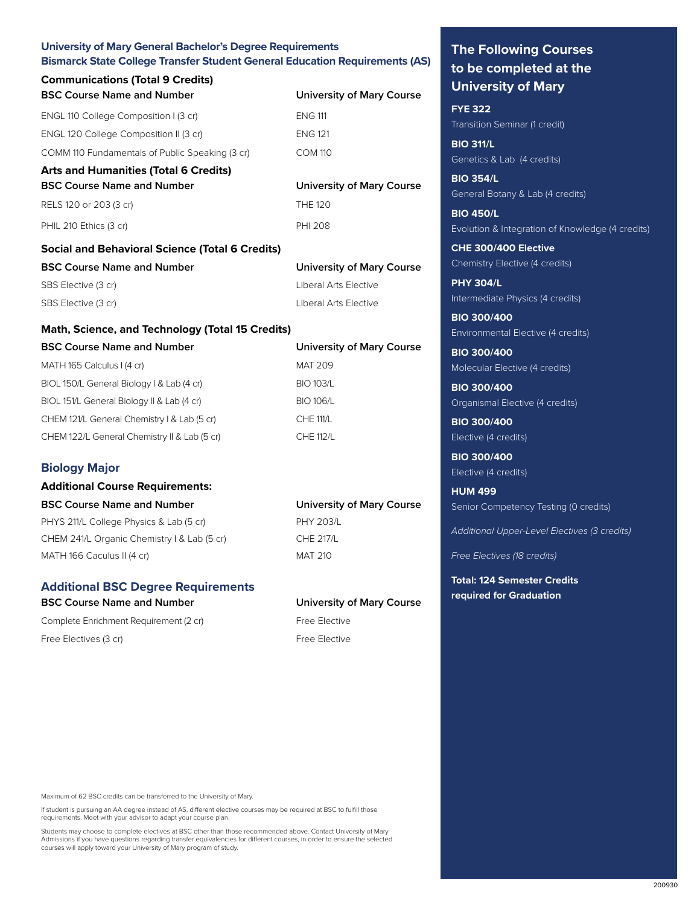## University of Mary General Bachelor's Degree Requirements
## Bismarck State College Transfer Student General Education Requirements (AS)

### Communications (Total 9 Credits)

| BSC Course Name and Number | University of Mary Course |
|---|---|
| ENGL 110 College Composition I (3 cr) | ENG 111 |
| ENGL 120 College Composition II (3 cr) | ENG 121 |
| COMM 110 Fundamentals of Public Speaking (3 cr) | COM 110 |

### Arts and Humanities (Total 6 Credits)

| BSC Course Name and Number | University of Mary Course |
|---|---|
| RELS 120 or 203 (3 cr) | THE 120 |
| PHIL 210 Ethics (3 cr) | PHI 208 |

### Social and Behavioral Science (Total 6 Credits)

| BSC Course Name and Number | University of Mary Course |
|---|---|
| SBS Elective (3 cr) | Liberal Arts Elective |
| SBS Elective (3 cr) | Liberal Arts Elective |

### Math, Science, and Technology (Total 15 Credits)

| BSC Course Name and Number | University of Mary Course |
|---|---|
| MATH 165 Calculus I (4 cr) | MAT 209 |
| BIOL 150/L General Biology I & Lab (4 cr) | BIO 103/L |
| BIOL 151/L General Biology II & Lab (4 cr) | BIO 106/L |
| CHEM 121/L General Chemistry I & Lab (5 cr) | CHE 111/L |
| CHEM 122/L General Chemistry II & Lab (5 cr) | CHE 112/L |

## Biology Major

### Additional Course Requirements:

| BSC Course Name and Number | University of Mary Course |
|---|---|
| PHYS 211/L College Physics & Lab (5 cr) | PHY 203/L |
| CHEM 241/L Organic Chemistry I & Lab (5 cr) | CHE 217/L |
| MATH 166 Caculus II (4 cr) | MAT 210 |

## Additional BSC Degree Requirements

| BSC Course Name and Number | University of Mary Course |
|---|---|
| Complete Enrichment Requirement (2 cr) | Free Elective |
| Free Electives (3 cr) | Free Elective |

Maximum of 62 BSC credits can be transferred to the University of Mary.

If student is pursuing an AA degree instead of AS, different elective courses may be required at BSC to fulfill those requirements. Meet with your advisor to adapt your course plan.

Students may choose to complete electives at BSC other than those recommended above. Contact University of Mary Admissions if you have questions regarding transfer equivalencies for different courses, in order to ensure the selected courses will apply toward your University of Mary program of study.

## The Following Courses to be completed at the University of Mary

**FYE 322**
Transition Seminar (1 credit)

**BIO 311/L**
Genetics & Lab (4 credits)

**BIO 354/L**
General Botany & Lab (4 credits)

**BIO 450/L**
Evolution & Integration of Knowledge (4 credits)

**CHE 300/400 Elective**
Chemistry Elective (4 credits)

**PHY 304/L**
Intermediate Physics (4 credits)

**BIO 300/400**
Environmental Elective (4 credits)

**BIO 300/400**
Molecular Elective (4 credits)

**BIO 300/400**
Organismal Elective (4 credits)

**BIO 300/400**
Elective (4 credits)

**BIO 300/400**
Elective (4 credits)

**HUM 499**
Senior Competency Testing (0 credits)

*Additional Upper-Level Electives (3 credits)*

*Free Electives (18 credits)*

**Total: 124 Semester Credits required for Graduation**

200930